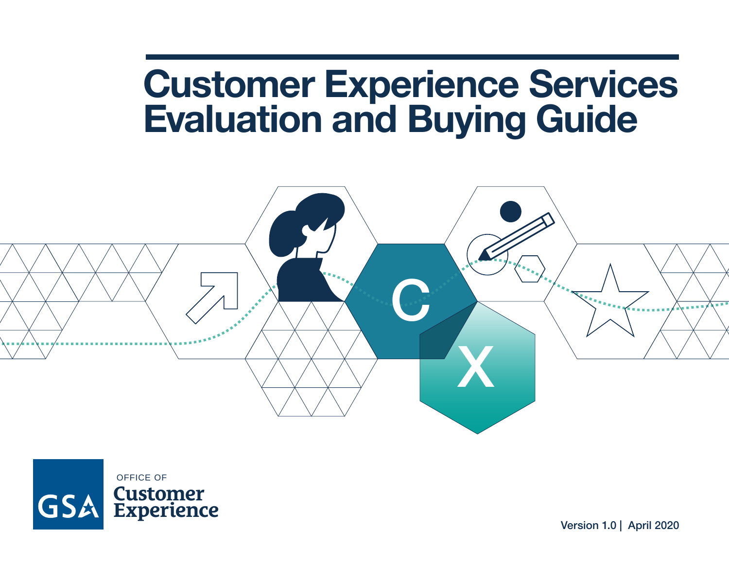# Customer Experience Services Evaluation and Buying Guide

OFFICE OF
Customer Experience

Version 1.0 | April 2020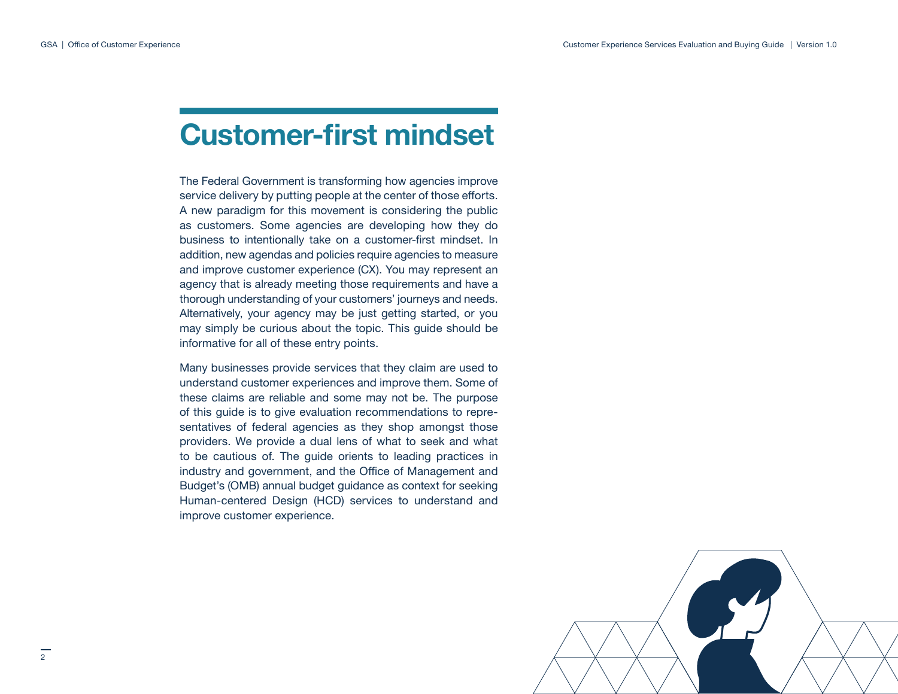# Customer-first mindset

The Federal Government is transforming how agencies improve service delivery by putting people at the center of those efforts. A new paradigm for this movement is considering the public as customers. Some agencies are developing how they do business to intentionally take on a customer-first mindset. In addition, new agendas and policies require agencies to measure and improve customer experience (CX). You may represent an agency that is already meeting those requirements and have a thorough understanding of your customers' journeys and needs. Alternatively, your agency may be just getting started, or you may simply be curious about the topic. This guide should be informative for all of these entry points.

Many businesses provide services that they claim are used to understand customer experiences and improve them. Some of these claims are reliable and some may not be. The purpose of this guide is to give evaluation recommendations to representatives of federal agencies as they shop amongst those providers. We provide a dual lens of what to seek and what to be cautious of. The guide orients to leading practices in industry and government, and the Office of Management and Budget's (OMB) annual budget guidance as context for seeking Human-centered Design (HCD) services to understand and improve customer experience.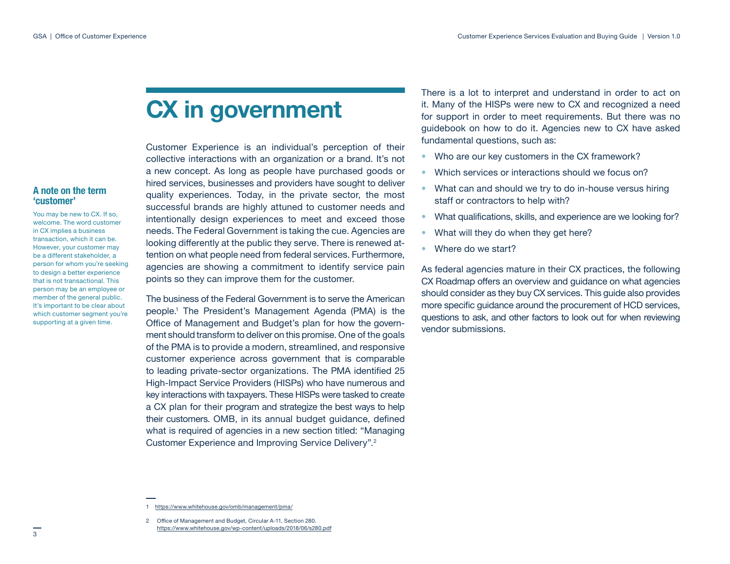# CX in government

Customer Experience is an individual's perception of their collective interactions with an organization or a brand. It's not a new concept. As long as people have purchased goods or hired services, businesses and providers have sought to deliver quality experiences. Today, in the private sector, the most successful brands are highly attuned to customer needs and intentionally design experiences to meet and exceed those needs. The Federal Government is taking the cue. Agencies are looking differently at the public they serve. There is renewed attention on what people need from federal services. Furthermore, agencies are showing a commitment to identify service pain points so they can improve them for the customer.

### A note on the term 'customer'

You may be new to CX. If so, welcome. The word customer in CX implies a business transaction, which it can be. However, your customer may be a different stakeholder, a person for whom you're seeking to design a better experience that is not transactional. This person may be an employee or member of the general public. It's important to be clear about which customer segment you're supporting at a given time.

The business of the Federal Government is to serve the American people.[1] The President's Management Agenda (PMA) is the Office of Management and Budget's plan for how the government should transform to deliver on this promise. One of the goals of the PMA is to provide a modern, streamlined, and responsive customer experience across government that is comparable to leading private-sector organizations. The PMA identified 25 High-Impact Service Providers (HISPs) who have numerous and key interactions with taxpayers. These HISPs were tasked to create a CX plan for their program and strategize the best ways to help their customers. OMB, in its annual budget guidance, defined what is required of agencies in a new section titled: "Managing Customer Experience and Improving Service Delivery".[2]

There is a lot to interpret and understand in order to act on it. Many of the HISPs were new to CX and recognized a need for support in order to meet requirements. But there was no guidebook on how to do it. Agencies new to CX have asked fundamental questions, such as:

- Who are our key customers in the CX framework?
- Which services or interactions should we focus on?
- What can and should we try to do in-house versus hiring staff or contractors to help with?
- What qualifications, skills, and experience are we looking for?
- What will they do when they get here?
- Where do we start?

As federal agencies mature in their CX practices, the following CX Roadmap offers an overview and guidance on what agencies should consider as they buy CX services. This guide also provides more specific guidance around the procurement of HCD services, questions to ask, and other factors to look out for when reviewing vendor submissions.

---

1 https://www.whitehouse.gov/omb/management/pma/

2 Office of Management and Budget, Circular A-11, Section 280. https://www.whitehouse.gov/wp-content/uploads/2018/06/s280.pdf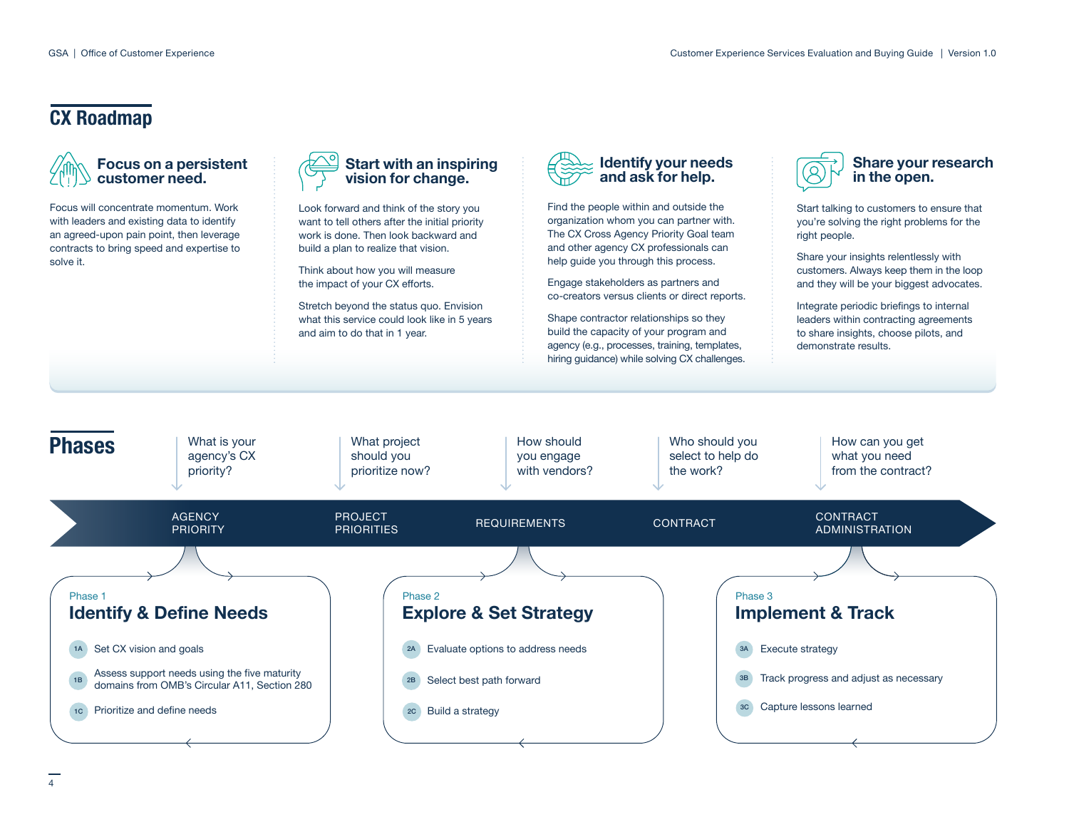# CX Roadmap

### Focus on a persistent customer need.

Focus will concentrate momentum. Work with leaders and existing data to identify an agreed-upon pain point, then leverage contracts to bring speed and expertise to solve it.

### Start with an inspiring vision for change.

Look forward and think of the story you want to tell others after the initial priority work is done. Then look backward and build a plan to realize that vision.

Think about how you will measure the impact of your CX efforts.

Stretch beyond the status quo. Envision what this service could look like in 5 years and aim to do that in 1 year.

### Identify your needs and ask for help.

Find the people within and outside the organization whom you can partner with. The CX Cross Agency Priority Goal team and other agency CX professionals can help guide you through this process.

Engage stakeholders as partners and co-creators versus clients or direct reports.

Shape contractor relationships so they build the capacity of your program and agency (e.g., processes, training, templates, hiring guidance) while solving CX challenges.

### Share your research in the open.

Start talking to customers to ensure that you're solving the right problems for the right people.

Share your insights relentlessly with customers. Always keep them in the loop and they will be your biggest advocates.

Integrate periodic briefings to internal leaders within contracting agreements to share insights, choose pilots, and demonstrate results.

# Phases

- **AGENCY PRIORITY** — What is your agency's CX priority?
- **PROJECT PRIORITIES** — What project should you prioritize now?
- **REQUIREMENTS** — How should you engage with vendors?
- **CONTRACT** — Who should you select to help do the work?
- **CONTRACT ADMINISTRATION** — How can you get what you need from the contract?

Phase 1

### Identify & Define Needs

- 1A Set CX vision and goals
- 1B Assess support needs using the five maturity domains from OMB's Circular A11, Section 280
- 1C Prioritize and define needs

Phase 2

### Explore & Set Strategy

- 2A Evaluate options to address needs
- 2B Select best path forward
- 2C Build a strategy

Phase 3

### Implement & Track

- 3A Execute strategy
- 3B Track progress and adjust as necessary
- 3C Capture lessons learned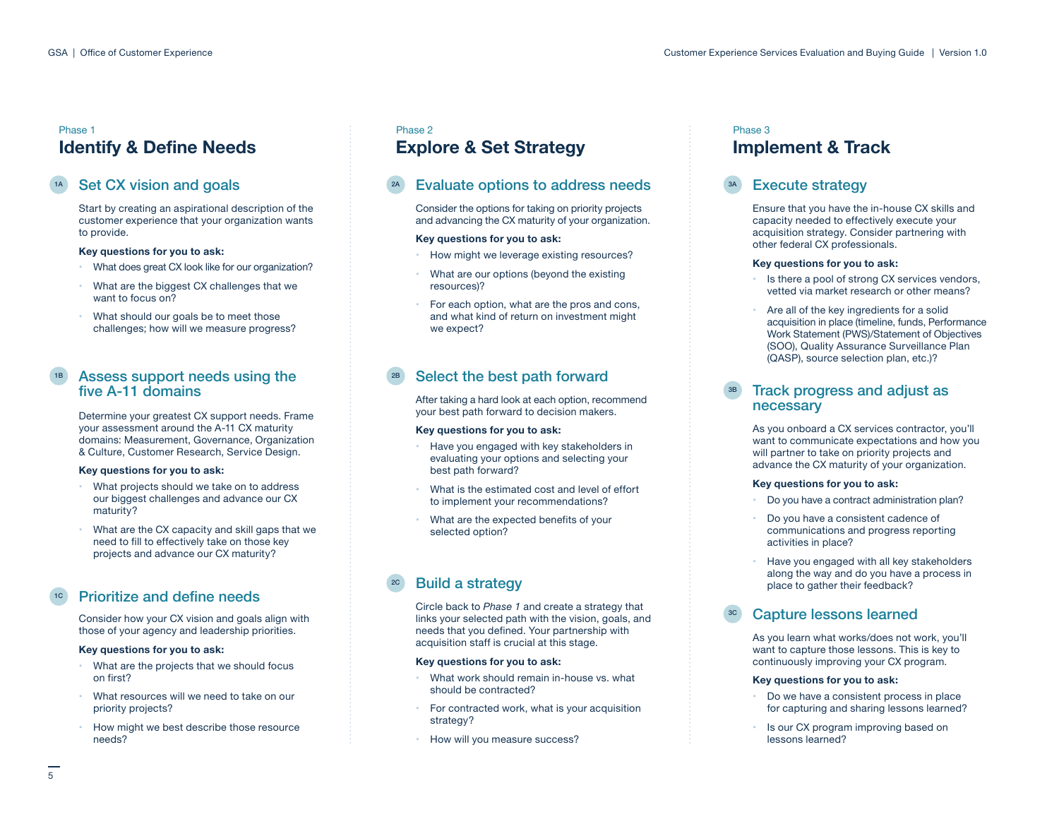## Phase 1

# Identify & Define Needs

### 1A Set CX vision and goals

Start by creating an aspirational description of the customer experience that your organization wants to provide.

**Key questions for you to ask:**

- What does great CX look like for our organization?
- What are the biggest CX challenges that we want to focus on?
- What should our goals be to meet those challenges; how will we measure progress?

### 1B Assess support needs using the five A-11 domains

Determine your greatest CX support needs. Frame your assessment around the A-11 CX maturity domains: Measurement, Governance, Organization & Culture, Customer Research, Service Design.

**Key questions for you to ask:**

- What projects should we take on to address our biggest challenges and advance our CX maturity?
- What are the CX capacity and skill gaps that we need to fill to effectively take on those key projects and advance our CX maturity?

### 1C Prioritize and define needs

Consider how your CX vision and goals align with those of your agency and leadership priorities.

**Key questions for you to ask:**

- What are the projects that we should focus on first?
- What resources will we need to take on our priority projects?
- How might we best describe those resource needs?

## Phase 2

# Explore & Set Strategy

### 2A Evaluate options to address needs

Consider the options for taking on priority projects and advancing the CX maturity of your organization.

**Key questions for you to ask:**

- How might we leverage existing resources?
- What are our options (beyond the existing resources)?
- For each option, what are the pros and cons, and what kind of return on investment might we expect?

### 2B Select the best path forward

After taking a hard look at each option, recommend your best path forward to decision makers.

**Key questions for you to ask:**

- Have you engaged with key stakeholders in evaluating your options and selecting your best path forward?
- What is the estimated cost and level of effort to implement your recommendations?
- What are the expected benefits of your selected option?

### 2C Build a strategy

Circle back to *Phase 1* and create a strategy that links your selected path with the vision, goals, and needs that you defined. Your partnership with acquisition staff is crucial at this stage.

**Key questions for you to ask:**

- What work should remain in-house vs. what should be contracted?
- For contracted work, what is your acquisition strategy?
- How will you measure success?

## Phase 3

# Implement & Track

### 3A Execute strategy

Ensure that you have the in-house CX skills and capacity needed to effectively execute your acquisition strategy. Consider partnering with other federal CX professionals.

**Key questions for you to ask:**

- Is there a pool of strong CX services vendors, vetted via market research or other means?
- Are all of the key ingredients for a solid acquisition in place (timeline, funds, Performance Work Statement (PWS)/Statement of Objectives (SOO), Quality Assurance Surveillance Plan (QASP), source selection plan, etc.)?

### 3B Track progress and adjust as necessary

As you onboard a CX services contractor, you'll want to communicate expectations and how you will partner to take on priority projects and advance the CX maturity of your organization.

**Key questions for you to ask:**

- Do you have a contract administration plan?
- Do you have a consistent cadence of communications and progress reporting activities in place?
- Have you engaged with all key stakeholders along the way and do you have a process in place to gather their feedback?

### 3C Capture lessons learned

As you learn what works/does not work, you'll want to capture those lessons. This is key to continuously improving your CX program.

**Key questions for you to ask:**

- Do we have a consistent process in place for capturing and sharing lessons learned?
- Is our CX program improving based on lessons learned?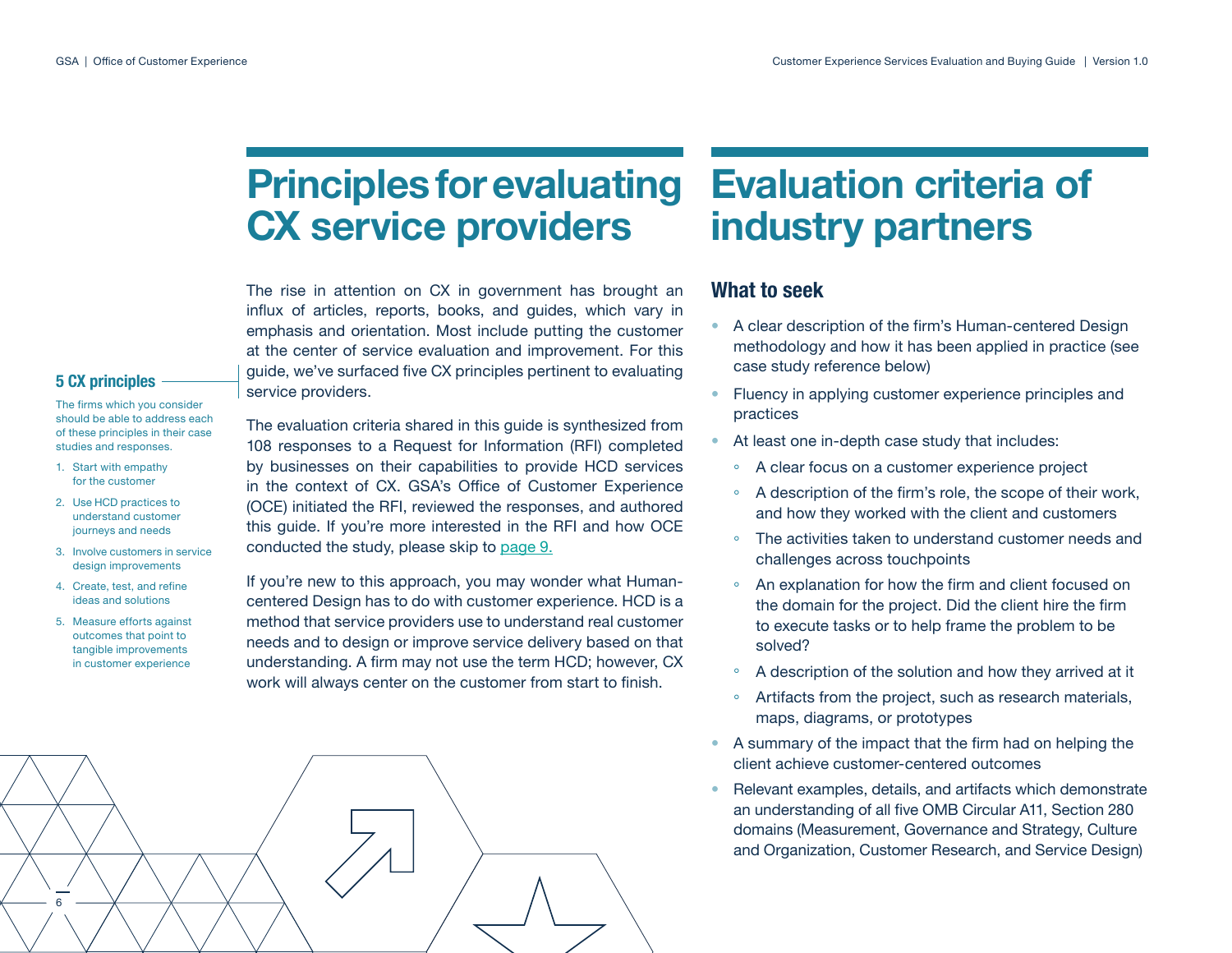# Principles for evaluating CX service providers

The rise in attention on CX in government has brought an influx of articles, reports, books, and guides, which vary in emphasis and orientation. Most include putting the customer at the center of service evaluation and improvement. For this guide, we've surfaced five CX principles pertinent to evaluating service providers.

### 5 CX principles

The firms which you consider should be able to address each of these principles in their case studies and responses.

1. Start with empathy for the customer
2. Use HCD practices to understand customer journeys and needs
3. Involve customers in service design improvements
4. Create, test, and refine ideas and solutions
5. Measure efforts against outcomes that point to tangible improvements in customer experience

The evaluation criteria shared in this guide is synthesized from 108 responses to a Request for Information (RFI) completed by businesses on their capabilities to provide HCD services in the context of CX. GSA's Office of Customer Experience (OCE) initiated the RFI, reviewed the responses, and authored this guide. If you're more interested in the RFI and how OCE conducted the study, please skip to page 9.

If you're new to this approach, you may wonder what Human-centered Design has to do with customer experience. HCD is a method that service providers use to understand real customer needs and to design or improve service delivery based on that understanding. A firm may not use the term HCD; however, CX work will always center on the customer from start to finish.

# Evaluation criteria of industry partners

## What to seek

- A clear description of the firm's Human-centered Design methodology and how it has been applied in practice (see case study reference below)
- Fluency in applying customer experience principles and practices
- At least one in-depth case study that includes:
  - A clear focus on a customer experience project
  - A description of the firm's role, the scope of their work, and how they worked with the client and customers
  - The activities taken to understand customer needs and challenges across touchpoints
  - An explanation for how the firm and client focused on the domain for the project. Did the client hire the firm to execute tasks or to help frame the problem to be solved?
  - A description of the solution and how they arrived at it
  - Artifacts from the project, such as research materials, maps, diagrams, or prototypes
- A summary of the impact that the firm had on helping the client achieve customer-centered outcomes
- Relevant examples, details, and artifacts which demonstrate an understanding of all five OMB Circular A11, Section 280 domains (Measurement, Governance and Strategy, Culture and Organization, Customer Research, and Service Design)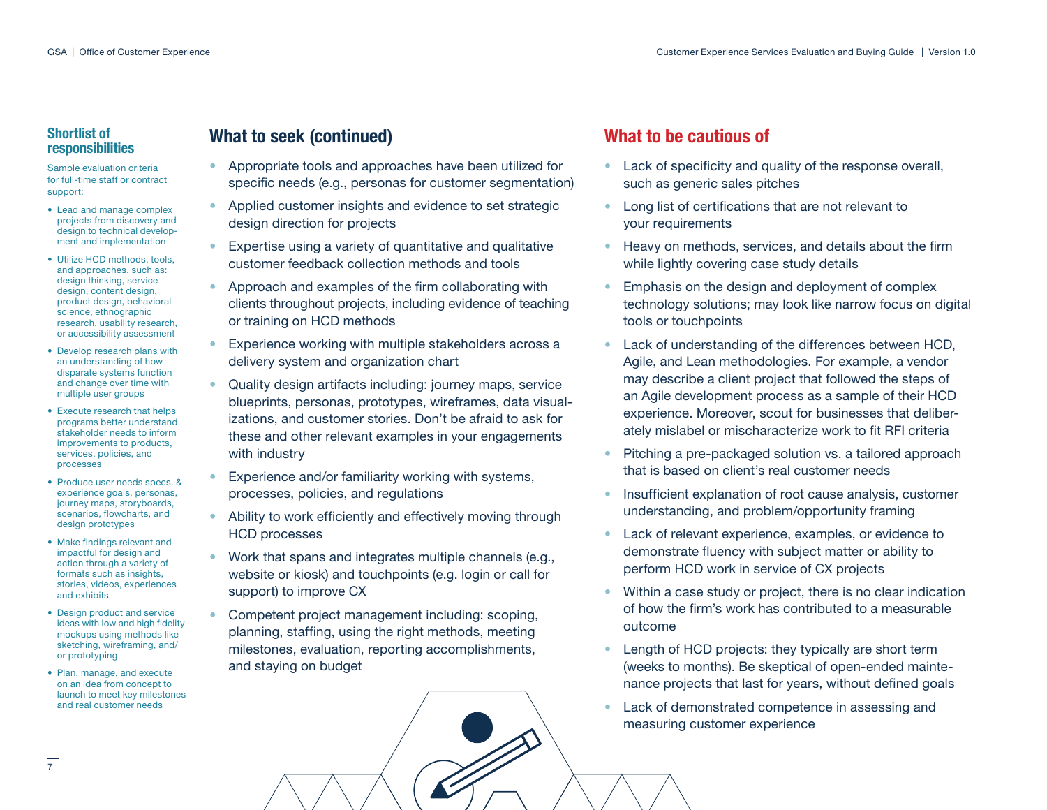## Shortlist of responsibilities

Sample evaluation criteria for full-time staff or contract support:

- Lead and manage complex projects from discovery and design to technical development and implementation
- Utilize HCD methods, tools, and approaches, such as: design thinking, service design, content design, product design, behavioral science, ethnographic research, usability research, or accessibility assessment
- Develop research plans with an understanding of how disparate systems function and change over time with multiple user groups
- Execute research that helps programs better understand stakeholder needs to inform improvements to products, services, policies, and processes
- Produce user needs specs. & experience goals, personas, journey maps, storyboards, scenarios, flowcharts, and design prototypes
- Make findings relevant and impactful for design and action through a variety of formats such as insights, stories, videos, experiences and exhibits
- Design product and service ideas with low and high fidelity mockups using methods like sketching, wireframing, and/or prototyping
- Plan, manage, and execute on an idea from concept to launch to meet key milestones and real customer needs

## What to seek (continued)

- Appropriate tools and approaches have been utilized for specific needs (e.g., personas for customer segmentation)
- Applied customer insights and evidence to set strategic design direction for projects
- Expertise using a variety of quantitative and qualitative customer feedback collection methods and tools
- Approach and examples of the firm collaborating with clients throughout projects, including evidence of teaching or training on HCD methods
- Experience working with multiple stakeholders across a delivery system and organization chart
- Quality design artifacts including: journey maps, service blueprints, personas, prototypes, wireframes, data visualizations, and customer stories. Don't be afraid to ask for these and other relevant examples in your engagements with industry
- Experience and/or familiarity working with systems, processes, policies, and regulations
- Ability to work efficiently and effectively moving through HCD processes
- Work that spans and integrates multiple channels (e.g., website or kiosk) and touchpoints (e.g. login or call for support) to improve CX
- Competent project management including: scoping, planning, staffing, using the right methods, meeting milestones, evaluation, reporting accomplishments, and staying on budget

## What to be cautious of

- Lack of specificity and quality of the response overall, such as generic sales pitches
- Long list of certifications that are not relevant to your requirements
- Heavy on methods, services, and details about the firm while lightly covering case study details
- Emphasis on the design and deployment of complex technology solutions; may look like narrow focus on digital tools or touchpoints
- Lack of understanding of the differences between HCD, Agile, and Lean methodologies. For example, a vendor may describe a client project that followed the steps of an Agile development process as a sample of their HCD experience. Moreover, scout for businesses that deliberately mislabel or mischaracterize work to fit RFI criteria
- Pitching a pre-packaged solution vs. a tailored approach that is based on client's real customer needs
- Insufficient explanation of root cause analysis, customer understanding, and problem/opportunity framing
- Lack of relevant experience, examples, or evidence to demonstrate fluency with subject matter or ability to perform HCD work in service of CX projects
- Within a case study or project, there is no clear indication of how the firm's work has contributed to a measurable outcome
- Length of HCD projects: they typically are short term (weeks to months). Be skeptical of open-ended maintenance projects that last for years, without defined goals
- Lack of demonstrated competence in assessing and measuring customer experience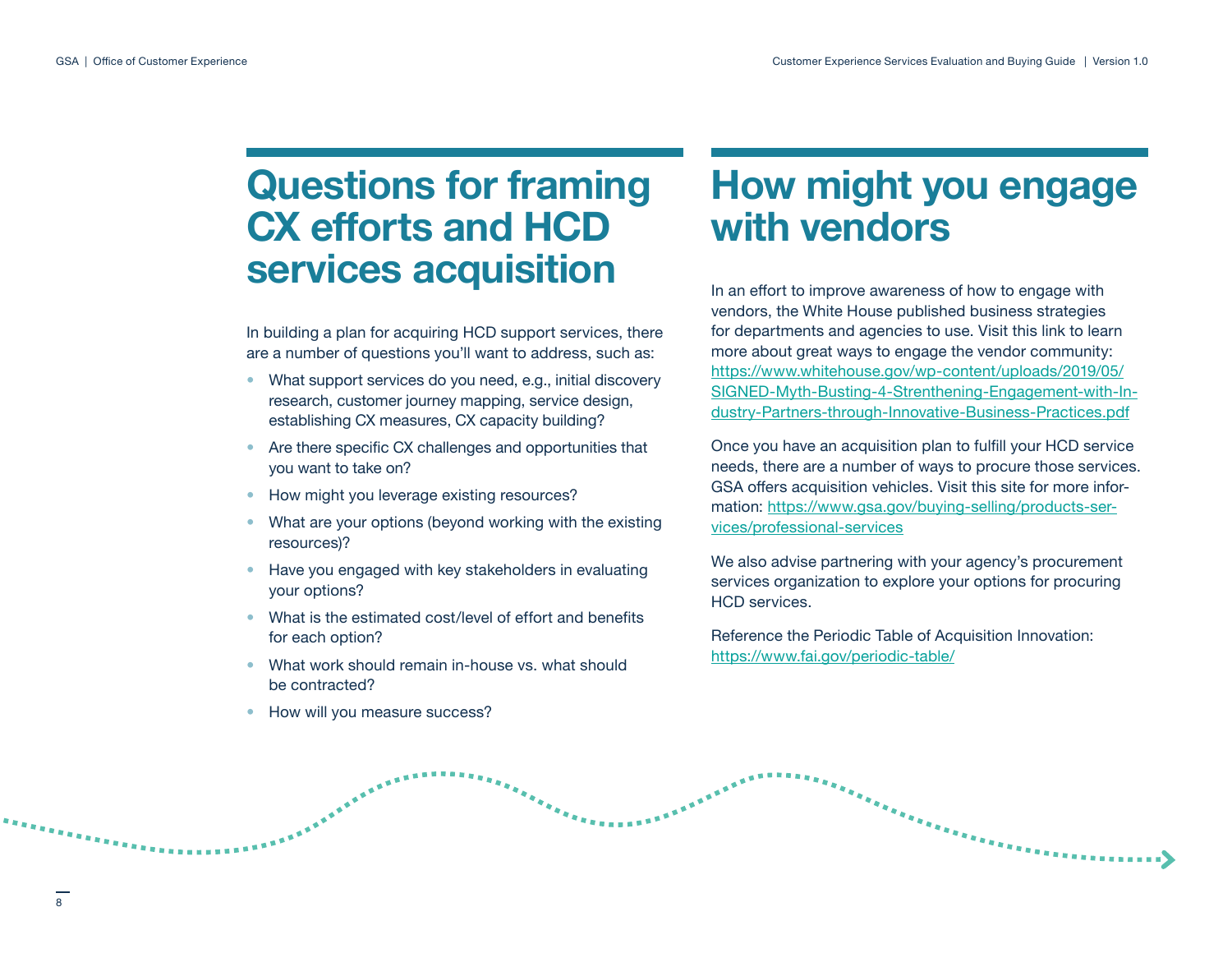## Questions for framing CX efforts and HCD services acquisition

In building a plan for acquiring HCD support services, there are a number of questions you'll want to address, such as:

- What support services do you need, e.g., initial discovery research, customer journey mapping, service design, establishing CX measures, CX capacity building?
- Are there specific CX challenges and opportunities that you want to take on?
- How might you leverage existing resources?
- What are your options (beyond working with the existing resources)?
- Have you engaged with key stakeholders in evaluating your options?
- What is the estimated cost/level of effort and benefits for each option?
- What work should remain in-house vs. what should be contracted?
- How will you measure success?

## How might you engage with vendors

In an effort to improve awareness of how to engage with vendors, the White House published business strategies for departments and agencies to use. Visit this link to learn more about great ways to engage the vendor community: https://www.whitehouse.gov/wp-content/uploads/2019/05/SIGNED-Myth-Busting-4-Strenthening-Engagement-with-Industry-Partners-through-Innovative-Business-Practices.pdf

Once you have an acquisition plan to fulfill your HCD service needs, there are a number of ways to procure those services. GSA offers acquisition vehicles. Visit this site for more information: https://www.gsa.gov/buying-selling/products-services/professional-services

We also advise partnering with your agency's procurement services organization to explore your options for procuring HCD services.

Reference the Periodic Table of Acquisition Innovation: https://www.fai.gov/periodic-table/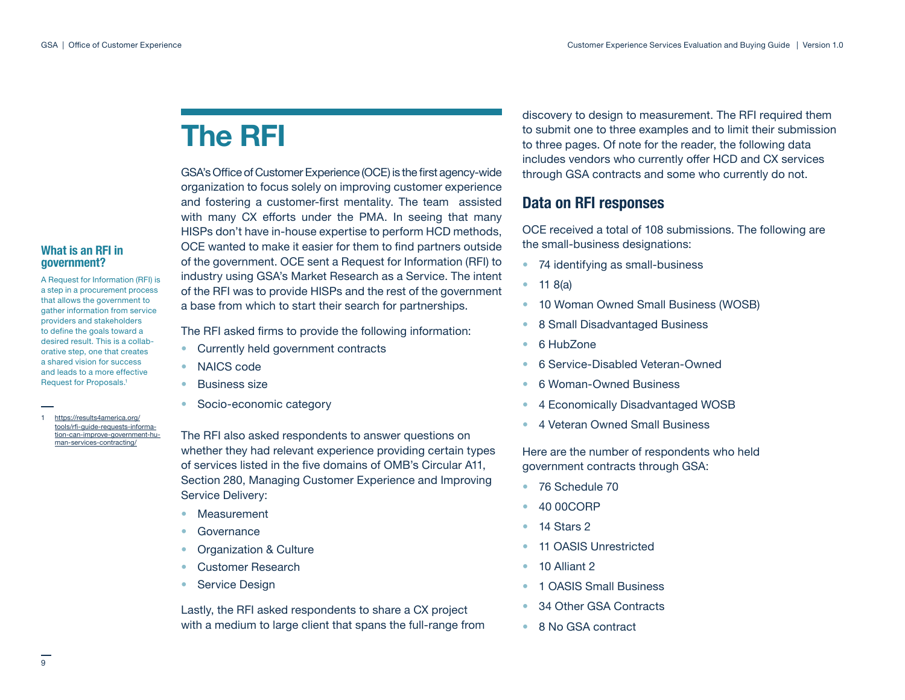# The RFI

GSA's Office of Customer Experience (OCE) is the first agency-wide organization to focus solely on improving customer experience and fostering a customer-first mentality. The team assisted with many CX efforts under the PMA. In seeing that many HISPs don't have in-house expertise to perform HCD methods, OCE wanted to make it easier for them to find partners outside of the government. OCE sent a Request for Information (RFI) to industry using GSA's Market Research as a Service. The intent of the RFI was to provide HISPs and the rest of the government a base from which to start their search for partnerships.

The RFI asked firms to provide the following information:

- Currently held government contracts
- NAICS code
- Business size
- Socio-economic category

The RFI also asked respondents to answer questions on whether they had relevant experience providing certain types of services listed in the five domains of OMB's Circular A11, Section 280, Managing Customer Experience and Improving Service Delivery:

- Measurement
- Governance
- Organization & Culture
- Customer Research
- Service Design

Lastly, the RFI asked respondents to share a CX project with a medium to large client that spans the full-range from discovery to design to measurement. The RFI required them to submit one to three examples and to limit their submission to three pages. Of note for the reader, the following data includes vendors who currently offer HCD and CX services through GSA contracts and some who currently do not.

### What is an RFI in government?

A Request for Information (RFI) is a step in a procurement process that allows the government to gather information from service providers and stakeholders to define the goals toward a desired result. This is a collaborative step, one that creates a shared vision for success and leads to a more effective Request for Proposals.[1]

[1] https://results4america.org/tools/rfi-guide-requests-information-can-improve-government-human-services-contracting/

## Data on RFI responses

OCE received a total of 108 submissions. The following are the small-business designations:

- 74 identifying as small-business
- 11 8(a)
- 10 Woman Owned Small Business (WOSB)
- 8 Small Disadvantaged Business
- 6 HubZone
- 6 Service-Disabled Veteran-Owned
- 6 Woman-Owned Business
- 4 Economically Disadvantaged WOSB
- 4 Veteran Owned Small Business

Here are the number of respondents who held government contracts through GSA:

- 76 Schedule 70
- 40 00CORP
- 14 Stars 2
- 11 OASIS Unrestricted
- 10 Alliant 2
- 1 OASIS Small Business
- 34 Other GSA Contracts
- 8 No GSA contract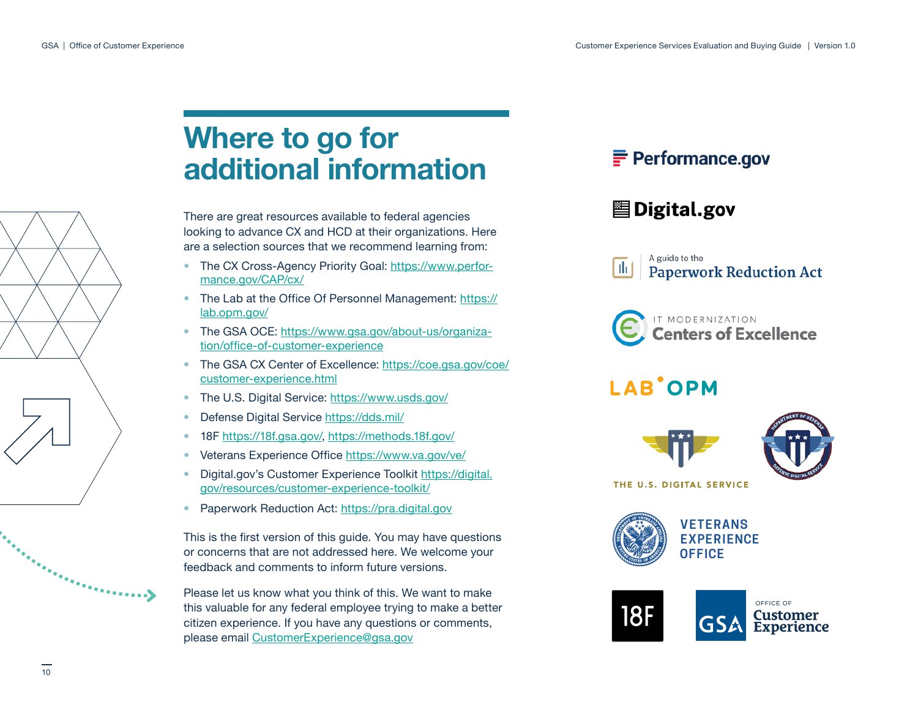# Where to go for additional information

There are great resources available to federal agencies looking to advance CX and HCD at their organizations. Here are a selection sources that we recommend learning from:

- The CX Cross-Agency Priority Goal: https://www.performance.gov/CAP/cx/
- The Lab at the Office Of Personnel Management: https://lab.opm.gov/
- The GSA OCE: https://www.gsa.gov/about-us/organization/office-of-customer-experience
- The GSA CX Center of Excellence: https://coe.gsa.gov/coe/customer-experience.html
- The U.S. Digital Service: https://www.usds.gov/
- Defense Digital Service https://dds.mil/
- 18F https://18f.gsa.gov/, https://methods.18f.gov/
- Veterans Experience Office https://www.va.gov/ve/
- Digital.gov's Customer Experience Toolkit https://digital.gov/resources/customer-experience-toolkit/
- Paperwork Reduction Act: https://pra.digital.gov

This is the first version of this guide. You may have questions or concerns that are not addressed here. We welcome your feedback and comments to inform future versions.

Please let us know what you think of this. We want to make this valuable for any federal employee trying to make a better citizen experience. If you have any questions or comments, please email CustomerExperience@gsa.gov